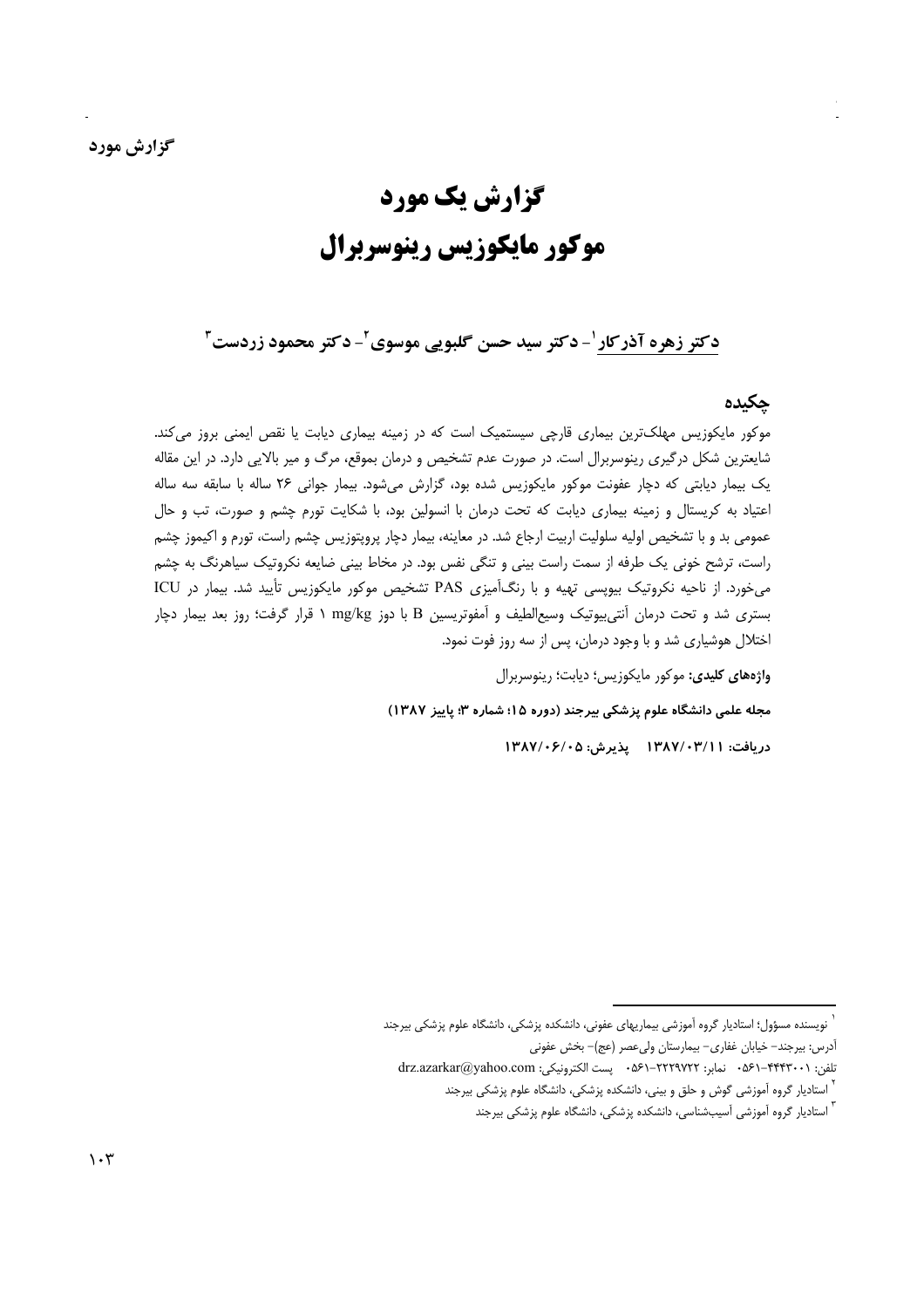گزارش مورد

# گزارش یک مورد
# موکور مایکوزیس رینوسربرال

**دکتر زهره آذرکار[1]- دکتر سید حسن گلبویی موسوی[2]- دکتر محمود زردست[3]**

## چکیده

موکور مایکوزیس مهلک‌ترین بیماری قارچی سیستمیک است که در زمینه بیماری دیابت یا نقص ایمنی بروز می‌کند. شایعترین شکل درگیری رینوسربرال است. در صورت عدم تشخیص و درمان بموقع، مرگ و میر بالایی دارد. در این مقاله یک بیمار دیابتی که دچار عفونت موکور مایکوزیس شده بود، گزارش می‌شود. بیمار جوانی ۲۶ ساله با سابقه سه ساله اعتیاد به کریستال و زمینه بیماری دیابت که تحت درمان با انسولین بود، با شکایت تورم چشم و صورت، تب و حال عمومی بد و با تشخیص اولیه سلولیت اربیت ارجاع شد. در معاینه، بیمار دچار پروپتوزیس چشم راست، تورم و اکیموز چشم راست، ترشح خونی یک طرفه از سمت راست بینی و تنگی نفس بود. در مخاط بینی ضایعه نکروتیک سیاهرنگ به چشم می‌خورد. از ناحیه نکروتیک بیوپسی تهیه و با رنگ‌آمیزی PAS تشخیص موکور مایکوزیس تأیید شد. بیمار در ICU بستری شد و تحت درمان آنتی‌بیوتیک وسیع‌الطیف و آمفوتریسین B با دوز ۱ mg/kg قرار گرفت؛ روز بعد بیمار دچار اختلال هوشیاری شد و با وجود درمان، پس از سه روز فوت نمود.

**واژه‌های کلیدی:** موکور مایکوزیس؛ دیابت؛ رینوسربرال

**مجله علمی دانشگاه علوم پزشکی بیرجند (دوره ۱۵؛ شماره ۳؛ پاییز ۱۳۸۷)**

**دریافت: ۱۳۸۷/۰۳/۱۱ پذیرش: ۱۳۸۷/۰۶/۰۵**

---

[1] نویسنده مسؤول؛ استادیار گروه آموزشی بیماریهای عفونی، دانشکده پزشکی، دانشگاه علوم پزشکی بیرجند
آدرس: بیرجند- خیابان غفاری- بیمارستان ولی‌عصر (عج)- بخش عفونی
تلفن: ۴۴۴۳۰۰۱-۰۵۶۱ نمابر: ۲۲۲۹۷۲۲-۰۵۶۱ پست الکترونیکی: drz.azarkar@yahoo.com

[2] استادیار گروه آموزشی گوش و حلق و بینی، دانشکده پزشکی، دانشگاه علوم پزشکی بیرجند

[3] استادیار گروه آموزشی آسیب‌شناسی، دانشکده پزشکی، دانشگاه علوم پزشکی بیرجند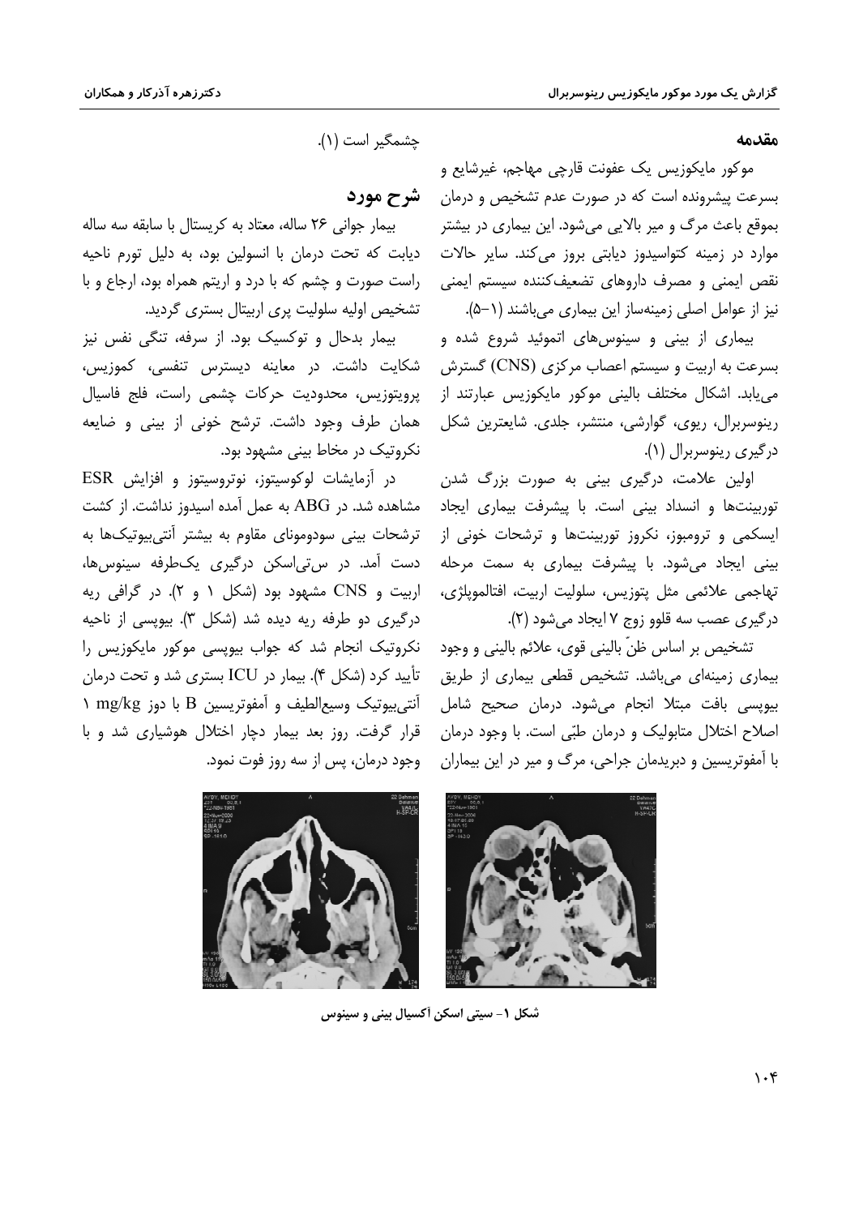## مقدمه

موکور مایکوزیس یک عفونت قارچی مهاجم، غیرشایع و بسرعت پیشرونده است که در صورت عدم تشخیص و درمان بموقع باعث مرگ و میر بالایی می‌شود. این بیماری در بیشتر موارد در زمینه کتواسیدوز دیابتی بروز می‌کند. سایر حالات نقص ایمنی و مصرف داروهای تضعیف‌کننده سیستم ایمنی نیز از عوامل اصلی زمینه‌ساز این بیماری می‌باشند (۱-۵).

بیماری از بینی و سینوس‌های اتموئید شروع شده و بسرعت به اربیت و سیستم اعصاب مرکزی (CNS) گسترش می‌یابد. اشکال مختلف بالینی موکور مایکوزیس عبارتند از رینوسربرال، ریوی، گوارشی، منتشر، جلدی. شایعترین شکل درگیری رینوسربرال (۱).

اولین علامت، درگیری بینی به صورت بزرگ شدن توربینت‌ها و انسداد بینی است. با پیشرفت بیماری ایجاد ایسکمی و ترومبوز، نکروز توربینت‌ها و ترشحات خونی از بینی ایجاد می‌شود. با پیشرفت بیماری به سمت مرحله تهاجمی علائمی مثل پتوزیس، سلولیت اربیت، افتالموپلژی، درگیری عصب سه قلوو زوج ۷ ایجاد می‌شود (۲).

تشخیص بر اساس ظنّ بالینی قوی، علائم بالینی و وجود بیماری زمینه‌ای می‌باشد. تشخیص قطعی بیماری از طریق بیوپسی بافت مبتلا انجام می‌شود. درمان صحیح شامل اصلاح اختلال متابولیک و درمان طبّی است. با وجود درمان با آمفوتریسین و دبریدمان جراحی، مرگ و میر در این بیماران چشمگیر است (۱).

## شرح مورد

بیمار جوانی ۲۶ ساله، معتاد به کریستال با سابقه سه ساله دیابت که تحت درمان با انسولین بود، به دلیل تورم ناحیه راست صورت و چشم که با درد و اریتم همراه بود، ارجاع و با تشخیص اولیه سلولیت پری اربیتال بستری گردید.

بیمار بدحال و توکسیک بود. از سرفه، تنگی نفس نیز شکایت داشت. در معاینه دیسترس تنفسی، کموزیس، پروپتوزیس، محدودیت حرکات چشمی راست، فلج فاسیال همان طرف وجود داشت. ترشح خونی از بینی و ضایعه نکروتیک در مخاط بینی مشهود بود.

در آزمایشات لوکوسیتوز، نوتروسیتوز و افزایش ESR مشاهده شد. در ABG به عمل آمده اسیدوز نداشت. از کشت ترشحات بینی سودومونای مقاوم به بیشتر آنتی‌بیوتیک‌ها به دست آمد. در سی‌تی‌اسکن درگیری یک‌طرفه سینوس‌ها، اربیت و CNS مشهود بود (شکل ۱ و ۲). در گرافی ریه درگیری دو طرفه ریه دیده شد (شکل ۳). بیوپسی از ناحیه نکروتیک انجام شد که جواب بیوپسی موکور مایکوزیس را تأیید کرد (شکل ۴). بیمار در ICU بستری شد و تحت درمان آنتی‌بیوتیک وسیع‌الطیف و آمفوتریسین B با دوز ۱ mg/kg قرار گرفت. روز بعد بیمار دچار اختلال هوشیاری شد و با وجود درمان، پس از سه روز فوت نمود.

**شکل ۱- سیتی اسکن آکسیال بینی و سینوس**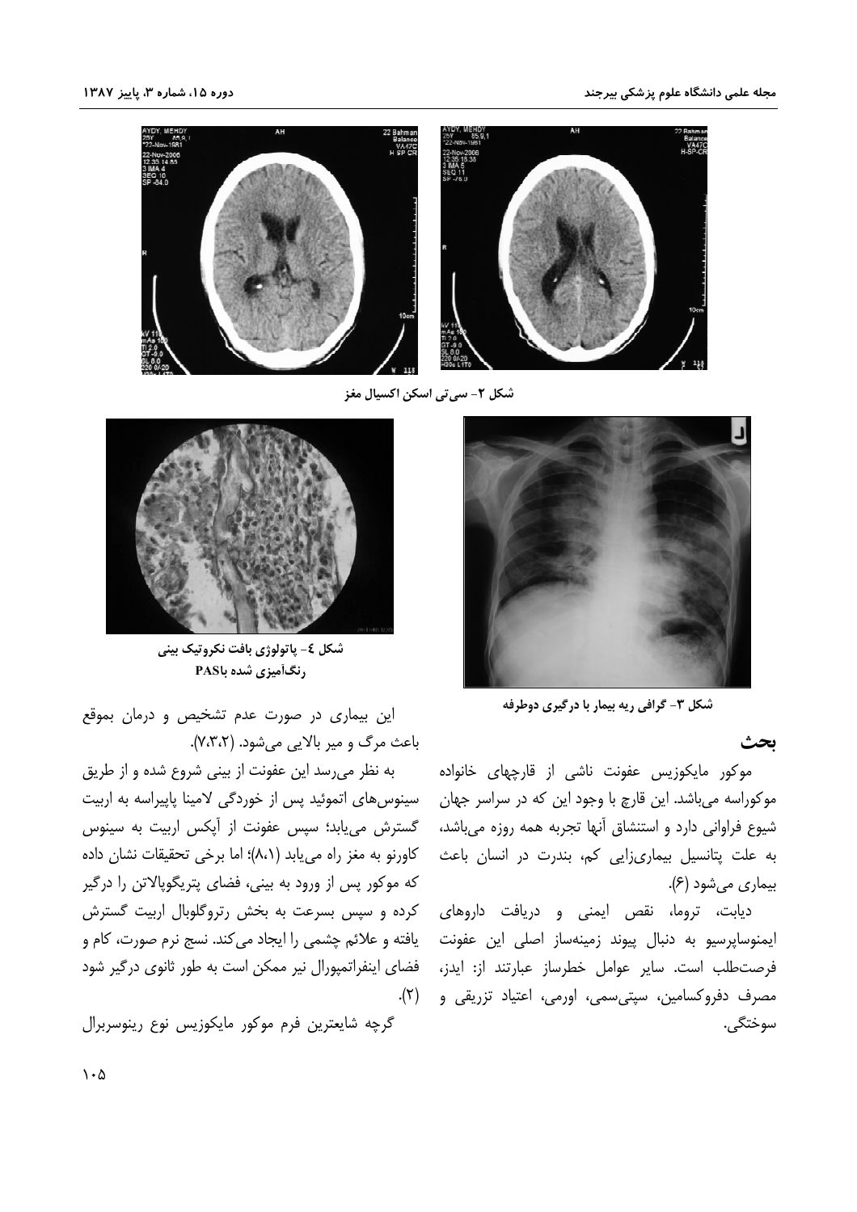شکل ۲- سی‌تی اسکن اکسیال مغز

شکل ۴- پاتولوژی بافت نکروتیک بینی رنگ‌آمیزی شده باPAS

شکل ۳- گرافی ریه بیمار با درگیری دوطرفه

## بحث

موکور مایکوزیس عفونت ناشی از قارچهای خانواده موکوراسه می‌باشد. این قارچ با وجود این که در سراسر جهان شیوع فراوانی دارد و استنشاق آنها تجربه همه روزه می‌باشد، به علت پتانسیل بیماری‌زایی کم، بندرت در انسان باعث بیماری می‌شود (۶).

دیابت، تروما، نقص ایمنی و دریافت داروهای ایمنوساپرسیو به دنبال پیوند زمینه‌ساز اصلی این عفونت فرصت‌طلب است. سایر عوامل خطرساز عبارتند از: ایدز، مصرف دفروکسامین، سپتی‌سمی، اورمی، اعتیاد تزریقی و سوختگی.

این بیماری در صورت عدم تشخیص و درمان بموقع باعث مرگ و میر بالایی می‌شود. (۷،۳،۲).

به نظر می‌رسد این عفونت از بینی شروع شده و از طریق سینوس‌های اتموئید پس از خوردگی لامینا پاپیراسه به اربیت گسترش می‌یابد؛ سپس عفونت از آپکس اربیت به سینوس کاورنو به مغز راه می‌یابد (۸،۱)؛ اما برخی تحقیقات نشان داده که موکور پس از ورود به بینی، فضای پتریگوپالاتن را درگیر کرده و سپس بسرعت به بخش رتروگلوبال اربیت گسترش یافته و علائم چشمی را ایجاد می‌کند. نسج نرم صورت، کام و فضای اینفراتمپورال نیز ممکن است به طور ثانوی درگیر شود (۲).

گرچه شایعترین فرم موکور مایکوزیس نوع رینوسربرال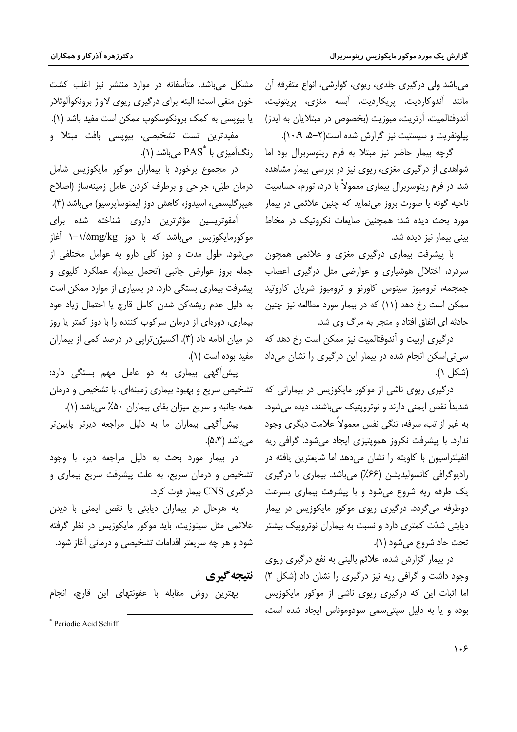می‌باشد ولی درگیری جلدی، ریوی، گوارشی، انواع متفرقه آن مانند آندوکاردیت، پریکاردیت، آبسه مغزی، پریتونیت، آندوفتالمیت، آرتریت، مبوزیت (بخصوص در مبتلایان به ایدز) پیلونفریت و سیستیت نیز گزارش شده است(۲-۵، ۹، ۱۰).

گرچه بیمار حاضر نیز مبتلا به فرم رینوسربرال بود اما شواهدی از درگیری مغزی، ریوی نیز در بررسی بیمار مشاهده شد. در فرم رینوسربرال بیماری معمولاً با درد، تورم، حساسیت ناحیه گونه یا صورت بروز می‌نماید که چنین علائمی در بیمار مورد بحث دیده شد؛ همچنین ضایعات نکروتیک در مخاط بینی بیمار نیز دیده شد.

با پیشرفت بیماری درگیری مغزی و علائمی همچون سردرد، اختلال هوشیاری و عوارضی مثل درگیری اعصاب جمجمه، ترومبوز سینوس کاورنو و ترومبوز شریان کاروتید ممکن است رخ دهد (۱۱) که در بیمار مورد مطالعه نیز چنین حادثه ای اتفاق افتاد و منجر به مرگ وی شد.

درگیری اربیت و آندوفتالمیت نیز ممکن است رخ دهد که سی‌تی‌اسکن انجام شده در بیمار این درگیری را نشان می‌داد (شکل ۱).

درگیری ریوی ناشی از موکور مایکوزیس در بیمارانی که شدیداً نقص ایمنی دارند و نوتروپتیک می‌باشند، دیده می‌شود. به غیر از تب، سرفه، تنگی نفس معمولاً علامت دیگری وجود ندارد. با پیشرفت نکروز هموپتیزی ایجاد می‌شود. گرافی ریه انفیلتراسیون با کاویته را نشان می‌دهد اما شایعترین یافته در رادیوگرافی کانسولیدیشن (۶۶٪) می‌باشد. بیماری با درگیری یک طرفه ریه شروع می‌شود و با پیشرفت بیماری بسرعت دوطرفه می‌گردد. درگیری ریوی موکور مایکوزیس در بیمار دیابتی شدّت کمتری دارد و نسبت به بیماران نوتروپیک بیشتر تحت حاد شروع می‌شود (۱).

در بیمار گزارش شده، علائم بالینی به نفع درگیری ریوی وجود داشت و گرافی ریه نیز درگیری را نشان داد (شکل ۲) اما اثبات این که درگیری ریوی ناشی از موکور مایکوزیس بوده و یا به دلیل سپتی‌سمی سودوموناس ایجاد شده است، مشکل می‌باشد. متأسفانه در موارد منتشر نیز اغلب کشت خون منفی است؛ البته برای درگیری ریوی لاواژ برونکوآلوئلار یا بیوپسی به کمک برونکوسکوپ ممکن است مفید باشد (۱).

مفیدترین تست تشخیصی، بیوپسی بافت مبتلا و رنگ‌آمیزی با PAS* می‌باشد (۱).

در مجموع برخورد با بیماران موکور مایکوزیس شامل درمان طبّی، جراحی و برطرف کردن عامل زمینه‌ساز (اصلاح هیپرگلیسمی، اسیدوز، کاهش دوز ایمنوساپرسیو) می‌باشد (۴).

آمفوتریسین مؤثرترین داروی شناخته شده برای موکورمایکوزیس می‌باشد که با دوز ۱/۵mg/kg-۱ آغاز می‌شود. طول مدت و دوز کلی دارو به عوامل مختلفی از جمله بروز عوارض جانبی (تحمل بیمار)، عملکرد کلیوی و پیشرفت بیماری بستگی دارد. در بسیاری از موارد ممکن است به دلیل عدم ریشه‌کن شدن کامل قارچ یا احتمال زیاد عود بیماری، دوره‌ای از درمان سرکوب کننده را با دوز کمتر یا روز در میان ادامه داد (۳). اکسیژن‌تراپی در درصد کمی از بیماران مفید بوده است (۱).

پیش‌آگهی بیماری به دو عامل مهم بستگی دارد: تشخیص سریع و بهبود بیماری زمینه‌ای. با تشخیص و درمان همه جانبه و سریع میزان بقای بیماران ۵۰٪ می‌باشد (۱).

پیش‌آگهی بیماران ما به دلیل مراجعه دیرتر پایین‌تر می‌باشد (۳،۵).

در بیمار مورد بحث به دلیل مراجعه دیر، با وجود تشخیص و درمان سریع، به علت پیشرفت سریع بیماری و درگیری CNS بیمار فوت کرد.

به هرحال در بیماران دیابتی یا نقص ایمنی با دیدن علائمی مثل سینوزیت، باید موکور مایکوزیس در نظر گرفته شود و هر چه سریعتر اقدامات تشخیصی و درمانی آغاز شود.

## نتیجه‌گیری

بهترین روش مقابله با عفونتهای این قارچ، انجام

* Periodic Acid Schiff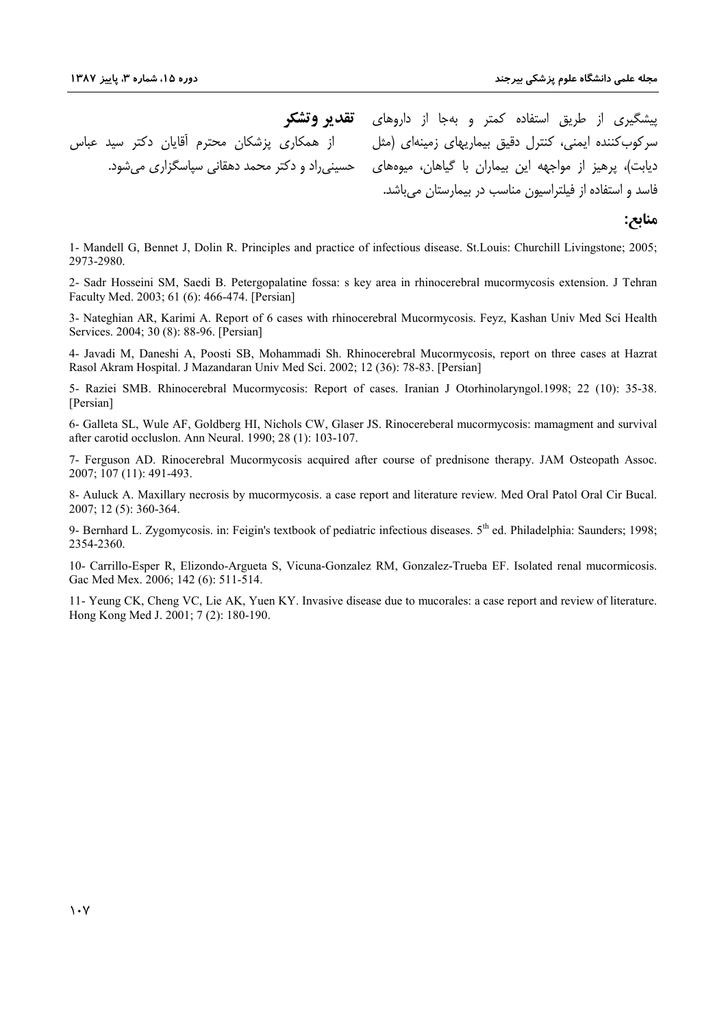پیشگیری از طریق استفاده کمتر و به‌جا از داروهای سرکوب‌کننده ایمنی، کنترل دقیق بیماریهای زمینه‌ای (مثل دیابت)، پرهیز از مواجهه این بیماران با گیاهان، میوه‌های فاسد و استفاده از فیلتراسیون مناسب در بیمارستان می‌باشد.

## تقدیر وتشکر

از همکاری پزشکان محترم آقایان دکتر سید عباس حسینی‌راد و دکتر محمد دهقانی سپاسگزاری می‌شود.

## منابع:

1- Mandell G, Bennet J, Dolin R. Principles and practice of infectious disease. St.Louis: Churchill Livingstone; 2005; 2973-2980.

2- Sadr Hosseini SM, Saedi B. Petergopalatine fossa: s key area in rhinocerebral mucormycosis extension. J Tehran Faculty Med. 2003; 61 (6): 466-474. [Persian]

3- Nateghian AR, Karimi A. Report of 6 cases with rhinocerebral Mucormycosis. Feyz, Kashan Univ Med Sci Health Services. 2004; 30 (8): 88-96. [Persian]

4- Javadi M, Daneshi A, Poosti SB, Mohammadi Sh. Rhinocerebral Mucormycosis, report on three cases at Hazrat Rasol Akram Hospital. J Mazandaran Univ Med Sci. 2002; 12 (36): 78-83. [Persian]

5- Raziei SMB. Rhinocerebral Mucormycosis: Report of cases. Iranian J Otorhinolaryngol.1998; 22 (10): 35-38. [Persian]

6- Galleta SL, Wule AF, Goldberg HI, Nichols CW, Glaser JS. Rinocereberal mucormycosis: mamagment and survival after carotid occluslon. Ann Neural. 1990; 28 (1): 103-107.

7- Ferguson AD. Rinocerebral Mucormycosis acquired after course of prednisone therapy. JAM Osteopath Assoc. 2007; 107 (11): 491-493.

8- Auluck A. Maxillary necrosis by mucormycosis. a case report and literature review. Med Oral Patol Oral Cir Bucal. 2007; 12 (5): 360-364.

9- Bernhard L. Zygomycosis. in: Feigin's textbook of pediatric infectious diseases. 5th ed. Philadelphia: Saunders; 1998; 2354-2360.

10- Carrillo-Esper R, Elizondo-Argueta S, Vicuna-Gonzalez RM, Gonzalez-Trueba EF. Isolated renal mucormicosis. Gac Med Mex. 2006; 142 (6): 511-514.

11- Yeung CK, Cheng VC, Lie AK, Yuen KY. Invasive disease due to mucorales: a case report and review of literature. Hong Kong Med J. 2001; 7 (2): 180-190.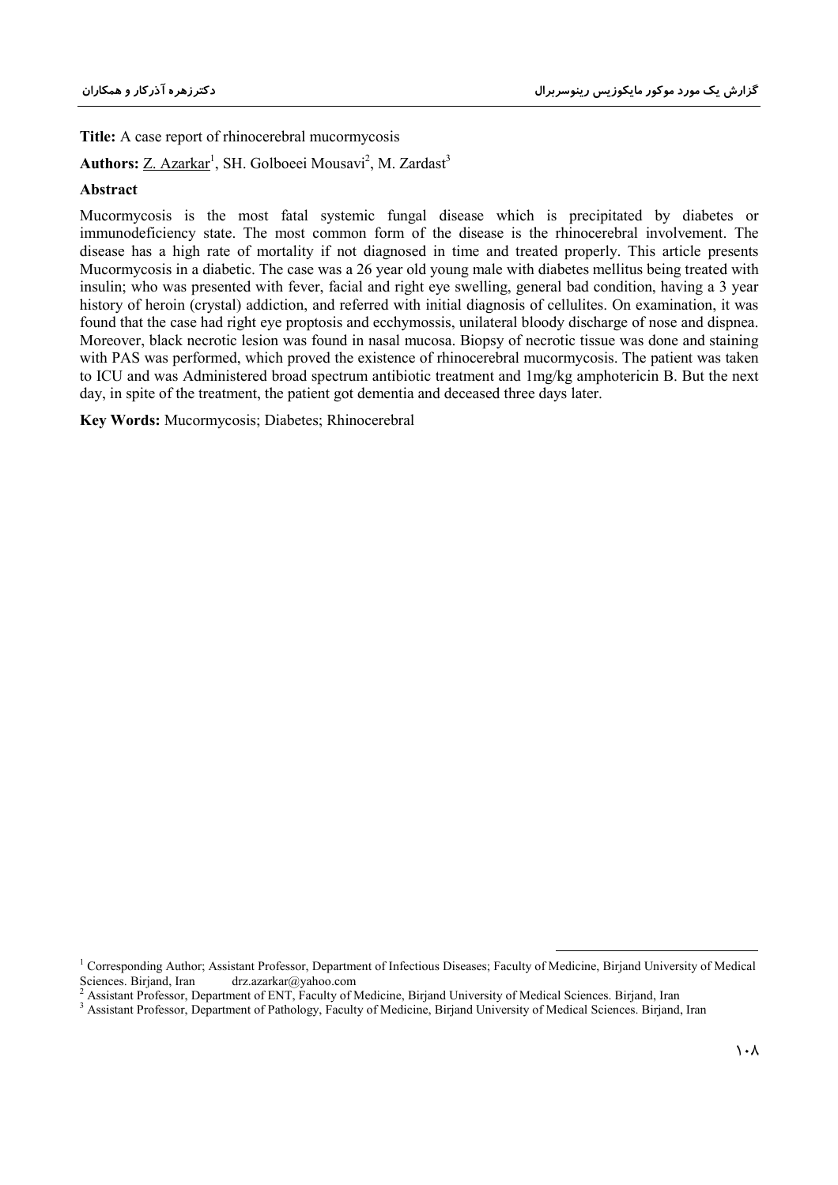**Title:** A case report of rhinocerebral mucormycosis

**Authors:** Z. Azarkar[1], SH. Golbooei Mousavi[2], M. Zardast[3]

**Abstract**

Mucormycosis is the most fatal systemic fungal disease which is precipitated by diabetes or immunodeficiency state. The most common form of the disease is the rhinocerebral involvement. The disease has a high rate of mortality if not diagnosed in time and treated properly. This article presents Mucormycosis in a diabetic. The case was a 26 year old young male with diabetes mellitus being treated with insulin; who was presented with fever, facial and right eye swelling, general bad condition, having a 3 year history of heroin (crystal) addiction, and referred with initial diagnosis of cellulites. On examination, it was found that the case had right eye proptosis and ecchymossis, unilateral bloody discharge of nose and dispnea. Moreover, black necrotic lesion was found in nasal mucosa. Biopsy of necrotic tissue was done and staining with PAS was performed, which proved the existence of rhinocerebral mucormycosis. The patient was taken to ICU and was Administered broad spectrum antibiotic treatment and 1mg/kg amphotericin B. But the next day, in spite of the treatment, the patient got dementia and deceased three days later.

**Key Words:** Mucormycosis; Diabetes; Rhinocerebral

---

[1] Corresponding Author; Assistant Professor, Department of Infectious Diseases; Faculty of Medicine, Birjand University of Medical Sciences. Birjand, Iran drz.azarkar@yahoo.com

[2] Assistant Professor, Department of ENT, Faculty of Medicine, Birjand University of Medical Sciences. Birjand, Iran

[3] Assistant Professor, Department of Pathology, Faculty of Medicine, Birjand University of Medical Sciences. Birjand, Iran